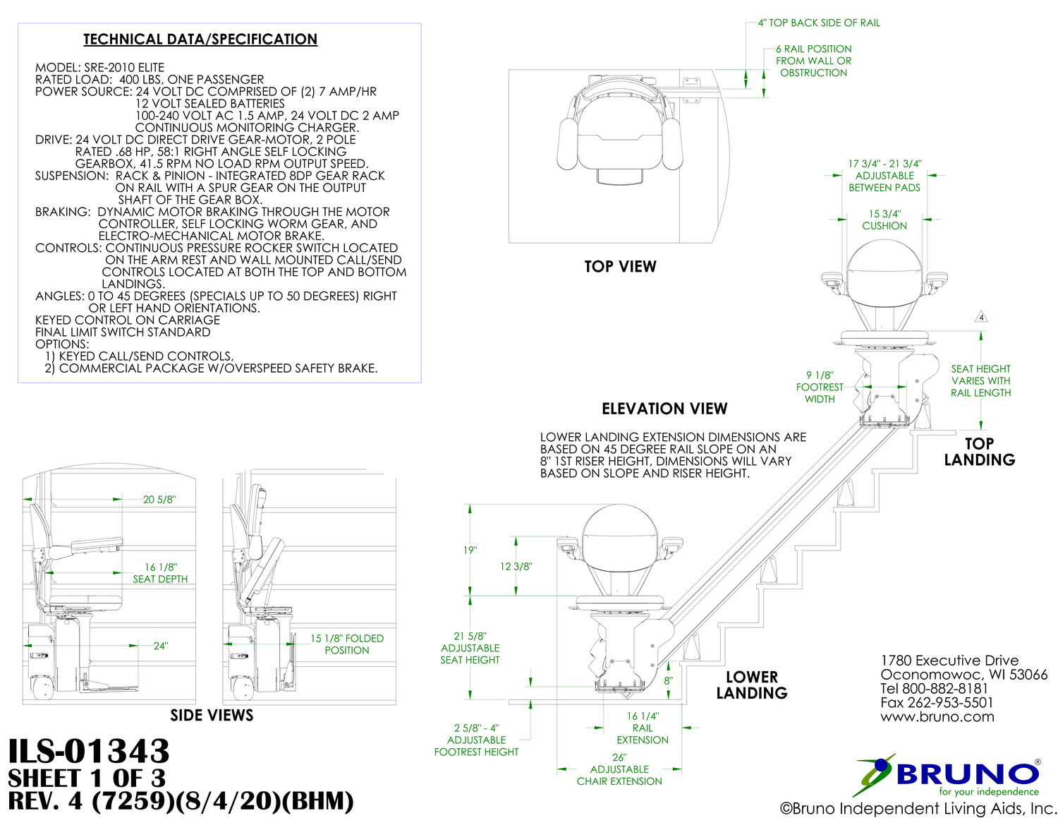## TECHNICAL DATA/SPECIFICATION

MODEL: SRE-2010 ELITE
RATED LOAD: 400 LBS, ONE PASSENGER
POWER SOURCE: 24 VOLT DC COMPRISED OF (2) 7 AMP/HR 12 VOLT SEALED BATTERIES 100-240 VOLT AC 1.5 AMP, 24 VOLT DC 2 AMP CONTINUOUS MONITORING CHARGER.
DRIVE: 24 VOLT DC DIRECT DRIVE GEAR-MOTOR, 2 POLE RATED .68 HP, 58:1 RIGHT ANGLE SELF LOCKING GEARBOX, 41.5 RPM NO LOAD RPM OUTPUT SPEED.
SUSPENSION: RACK & PINION - INTEGRATED 8DP GEAR RACK ON RAIL WITH A SPUR GEAR ON THE OUTPUT SHAFT OF THE GEAR BOX.
BRAKING: DYNAMIC MOTOR BRAKING THROUGH THE MOTOR CONTROLLER, SELF LOCKING WORM GEAR, AND ELECTRO-MECHANICAL MOTOR BRAKE.
CONTROLS: CONTINUOUS PRESSURE ROCKER SWITCH LOCATED ON THE ARM REST AND WALL MOUNTED CALL/SEND CONTROLS LOCATED AT BOTH THE TOP AND BOTTOM LANDINGS.
ANGLES: 0 TO 45 DEGREES (SPECIALS UP TO 50 DEGREES) RIGHT OR LEFT HAND ORIENTATIONS.
KEYED CONTROL ON CARRIAGE
FINAL LIMIT SWITCH STANDARD
OPTIONS:
1) KEYED CALL/SEND CONTROLS,
2) COMMERCIAL PACKAGE W/OVERSPEED SAFETY BRAKE.

4" TOP BACK SIDE OF RAIL

6 RAIL POSITION FROM WALL OR OBSTRUCTION

**TOP VIEW**

17 3/4" - 21 3/4" ADJUSTABLE BETWEEN PADS

15 3/4" CUSHION

9 1/8" FOOTREST WIDTH

SEAT HEIGHT VARIES WITH RAIL LENGTH

**ELEVATION VIEW**

**TOP LANDING**

LOWER LANDING EXTENSION DIMENSIONS ARE BASED ON 45 DEGREE RAIL SLOPE ON AN 8" 1ST RISER HEIGHT, DIMENSIONS WILL VARY BASED ON SLOPE AND RISER HEIGHT.

20 5/8"

16 1/8" SEAT DEPTH

24"

15 1/8" FOLDED POSITION

**SIDE VIEWS**

19"

12 3/8"

21 5/8" ADJUSTABLE SEAT HEIGHT

8"

**LOWER LANDING**

2 5/8" - 4" ADJUSTABLE FOOTREST HEIGHT

16 1/4" RAIL EXTENSION

26" ADJUSTABLE CHAIR EXTENSION

1780 Executive Drive
Oconomowoc, WI 53066
Tel 800-882-8181
Fax 262-953-5501
www.bruno.com

BRUNO® for your independence

# ILS-01343
## SHEET 1 OF 3
## REV. 4 (7259)(8/4/20)(BHM)

©Bruno Independent Living Aids, Inc.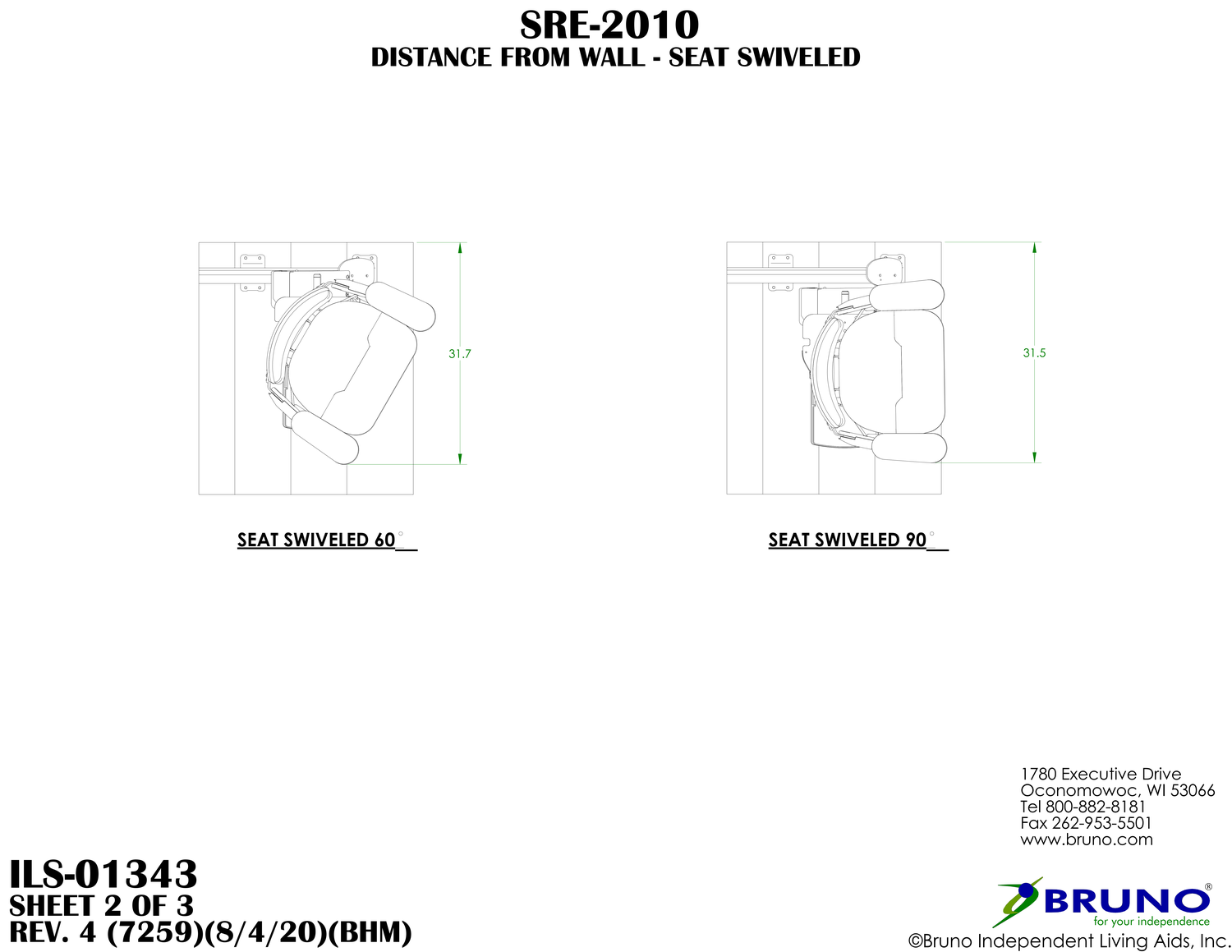# SRE-2010

## DISTANCE FROM WALL - SEAT SWIVELED

31.7

**SEAT SWIVELED 60°**

31.5

**SEAT SWIVELED 90°**

1780 Executive Drive
Oconomowoc, WI 53066
Tel 800-882-8181
Fax 262-953-5501
www.bruno.com

**ILS-01343**
**SHEET 2 OF 3**
**REV. 4 (7259)(8/4/20)(BHM)**

BRUNO® for your independence

©Bruno Independent Living Aids, Inc.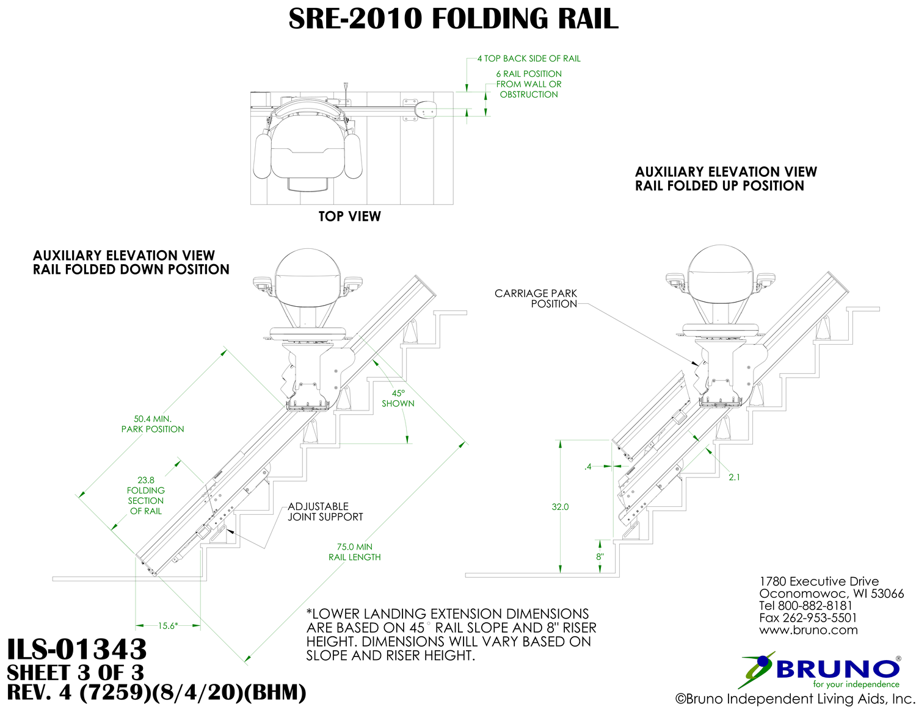# SRE-2010 FOLDING RAIL

4 TOP BACK SIDE OF RAIL

6 RAIL POSITION FROM WALL OR OBSTRUCTION

**TOP VIEW**

**AUXILIARY ELEVATION VIEW RAIL FOLDED DOWN POSITION**

50.4 MIN. PARK POSITION

23.8 FOLDING SECTION OF RAIL

45° SHOWN

ADJUSTABLE JOINT SUPPORT

75.0 MIN RAIL LENGTH

15.6*

**AUXILIARY ELEVATION VIEW RAIL FOLDED UP POSITION**

CARRIAGE PARK POSITION

.4

2.1

32.0

8"

*LOWER LANDING EXTENSION DIMENSIONS ARE BASED ON 45° RAIL SLOPE AND 8" RISER HEIGHT. DIMENSIONS WILL VARY BASED ON SLOPE AND RISER HEIGHT.

1780 Executive Drive
Oconomowoc, WI 53066
Tel 800-882-8181
Fax 262-953-5501
www.bruno.com

**ILS-01343**
**SHEET 3 OF 3**
**REV. 4 (7259)(8/4/20)(BHM)**

BRUNO® for your independence

©Bruno Independent Living Aids, Inc.